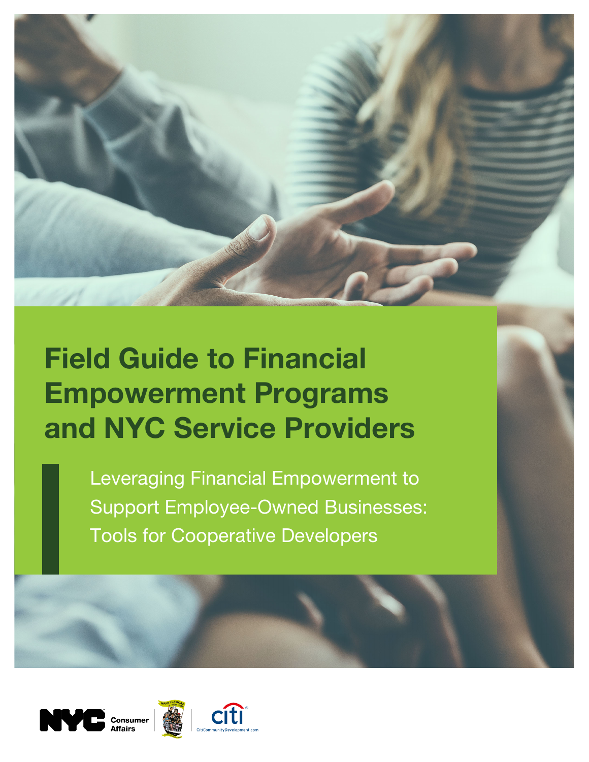# Field Guide to Financial Empowerment Programs and NYC Service Providers

## Leveraging Financial Empowerment to Support Employee-Owned Businesses: Tools for Cooperative Developers

NYC Consumer Affairs

CitiCommunityDevelopment.com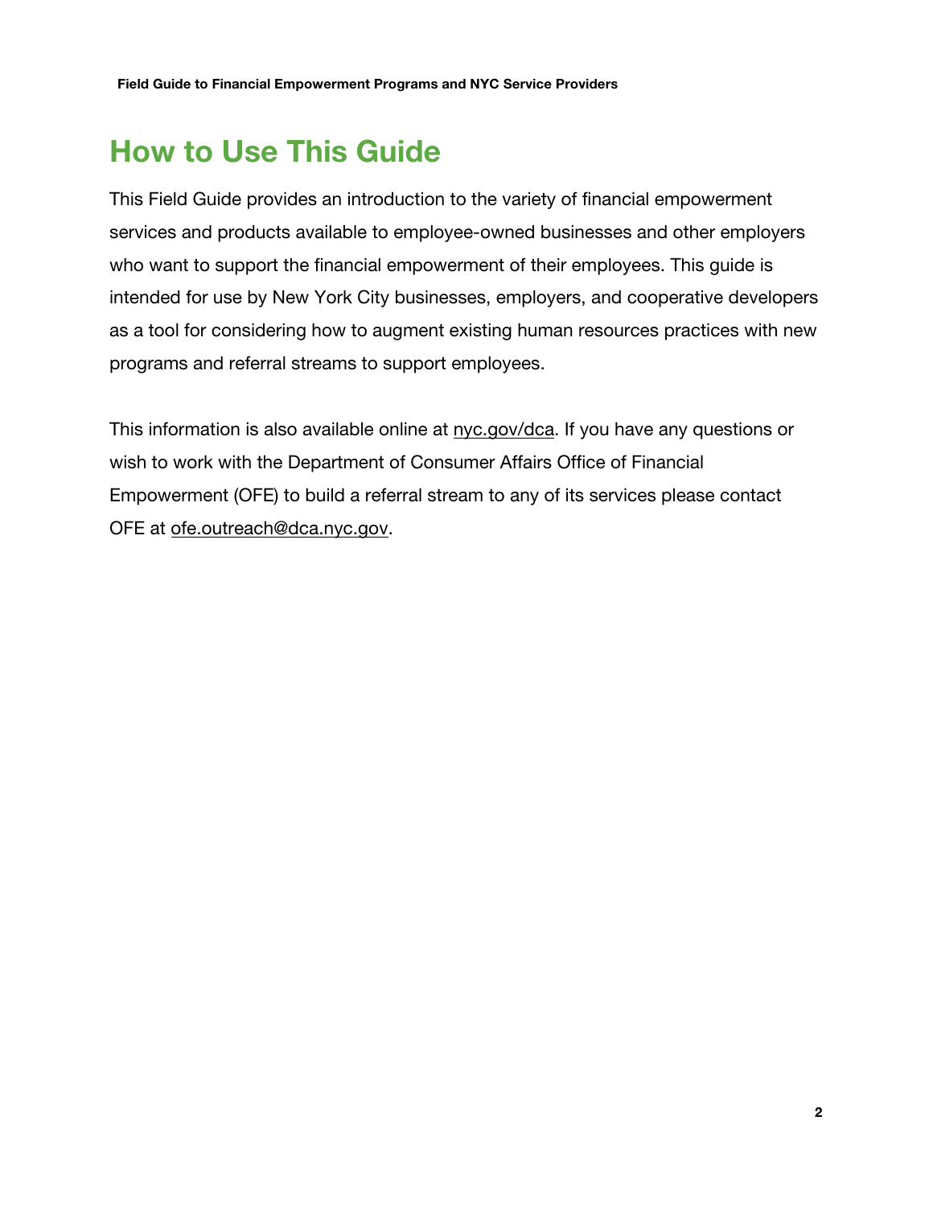# How to Use This Guide

This Field Guide provides an introduction to the variety of financial empowerment services and products available to employee-owned businesses and other employers who want to support the financial empowerment of their employees. This guide is intended for use by New York City businesses, employers, and cooperative developers as a tool for considering how to augment existing human resources practices with new programs and referral streams to support employees.

This information is also available online at nyc.gov/dca. If you have any questions or wish to work with the Department of Consumer Affairs Office of Financial Empowerment (OFE) to build a referral stream to any of its services please contact OFE at ofe.outreach@dca.nyc.gov.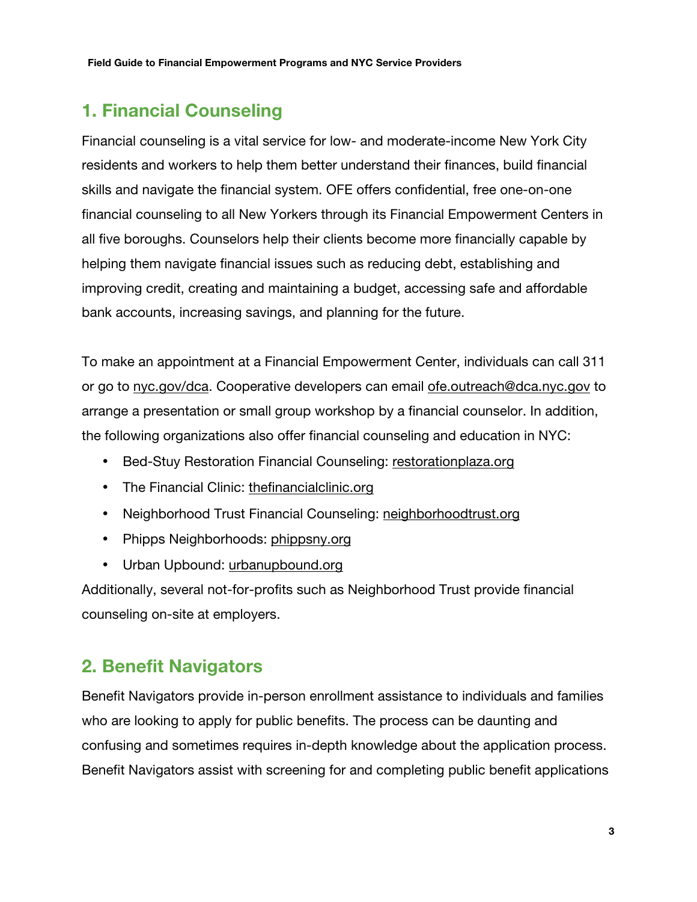## 1. Financial Counseling

Financial counseling is a vital service for low- and moderate-income New York City residents and workers to help them better understand their finances, build financial skills and navigate the financial system. OFE offers confidential, free one-on-one financial counseling to all New Yorkers through its Financial Empowerment Centers in all five boroughs. Counselors help their clients become more financially capable by helping them navigate financial issues such as reducing debt, establishing and improving credit, creating and maintaining a budget, accessing safe and affordable bank accounts, increasing savings, and planning for the future.

To make an appointment at a Financial Empowerment Center, individuals can call 311 or go to nyc.gov/dca. Cooperative developers can email ofe.outreach@dca.nyc.gov to arrange a presentation or small group workshop by a financial counselor. In addition, the following organizations also offer financial counseling and education in NYC:

- Bed-Stuy Restoration Financial Counseling: restorationplaza.org
- The Financial Clinic: thefinancialclinic.org
- Neighborhood Trust Financial Counseling: neighborhoodtrust.org
- Phipps Neighborhoods: phippsny.org
- Urban Upbound: urbanupbound.org

Additionally, several not-for-profits such as Neighborhood Trust provide financial counseling on-site at employers.

## 2. Benefit Navigators

Benefit Navigators provide in-person enrollment assistance to individuals and families who are looking to apply for public benefits. The process can be daunting and confusing and sometimes requires in-depth knowledge about the application process. Benefit Navigators assist with screening for and completing public benefit applications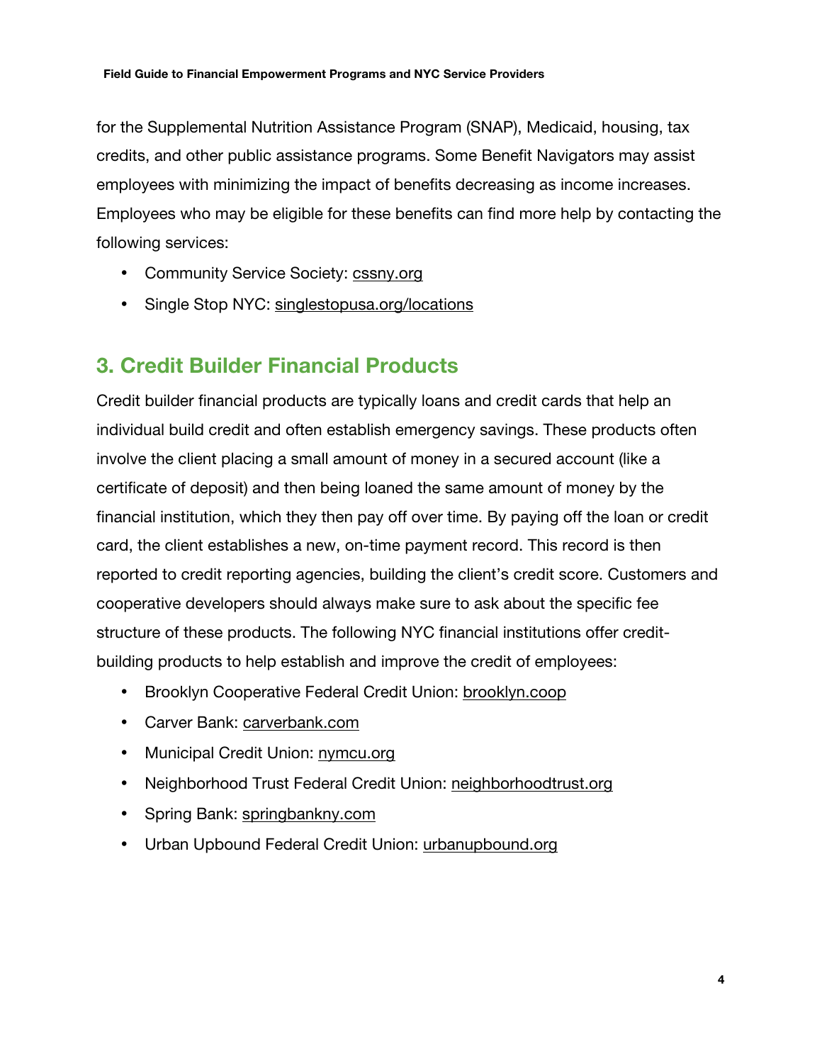for the Supplemental Nutrition Assistance Program (SNAP), Medicaid, housing, tax credits, and other public assistance programs. Some Benefit Navigators may assist employees with minimizing the impact of benefits decreasing as income increases. Employees who may be eligible for these benefits can find more help by contacting the following services:

- Community Service Society: cssny.org
- Single Stop NYC: singlestopusa.org/locations

## 3. Credit Builder Financial Products

Credit builder financial products are typically loans and credit cards that help an individual build credit and often establish emergency savings. These products often involve the client placing a small amount of money in a secured account (like a certificate of deposit) and then being loaned the same amount of money by the financial institution, which they then pay off over time. By paying off the loan or credit card, the client establishes a new, on-time payment record. This record is then reported to credit reporting agencies, building the client's credit score. Customers and cooperative developers should always make sure to ask about the specific fee structure of these products. The following NYC financial institutions offer credit-building products to help establish and improve the credit of employees:

- Brooklyn Cooperative Federal Credit Union: brooklyn.coop
- Carver Bank: carverbank.com
- Municipal Credit Union: nymcu.org
- Neighborhood Trust Federal Credit Union: neighborhoodtrust.org
- Spring Bank: springbankny.com
- Urban Upbound Federal Credit Union: urbanupbound.org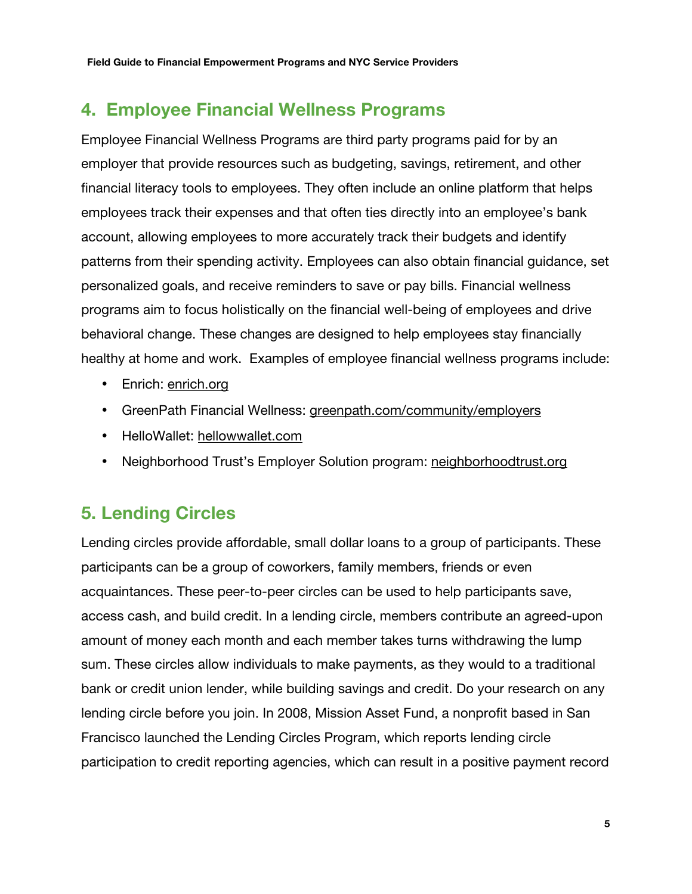## 4. Employee Financial Wellness Programs

Employee Financial Wellness Programs are third party programs paid for by an employer that provide resources such as budgeting, savings, retirement, and other financial literacy tools to employees. They often include an online platform that helps employees track their expenses and that often ties directly into an employee's bank account, allowing employees to more accurately track their budgets and identify patterns from their spending activity. Employees can also obtain financial guidance, set personalized goals, and receive reminders to save or pay bills. Financial wellness programs aim to focus holistically on the financial well-being of employees and drive behavioral change. These changes are designed to help employees stay financially healthy at home and work. Examples of employee financial wellness programs include:

- Enrich: enrich.org
- GreenPath Financial Wellness: greenpath.com/community/employers
- HelloWallet: hellowwallet.com
- Neighborhood Trust's Employer Solution program: neighborhoodtrust.org

## 5. Lending Circles

Lending circles provide affordable, small dollar loans to a group of participants. These participants can be a group of coworkers, family members, friends or even acquaintances. These peer-to-peer circles can be used to help participants save, access cash, and build credit. In a lending circle, members contribute an agreed-upon amount of money each month and each member takes turns withdrawing the lump sum. These circles allow individuals to make payments, as they would to a traditional bank or credit union lender, while building savings and credit. Do your research on any lending circle before you join. In 2008, Mission Asset Fund, a nonprofit based in San Francisco launched the Lending Circles Program, which reports lending circle participation to credit reporting agencies, which can result in a positive payment record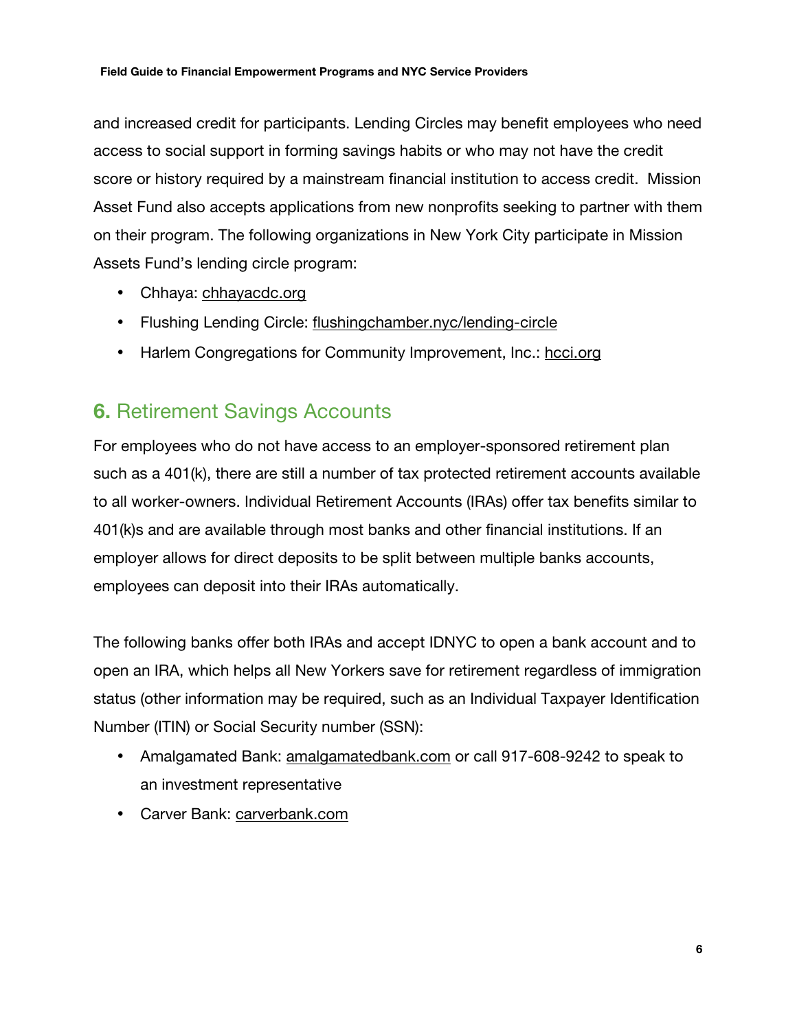and increased credit for participants. Lending Circles may benefit employees who need access to social support in forming savings habits or who may not have the credit score or history required by a mainstream financial institution to access credit. Mission Asset Fund also accepts applications from new nonprofits seeking to partner with them on their program. The following organizations in New York City participate in Mission Assets Fund's lending circle program:

- Chhaya: chhayacdc.org
- Flushing Lending Circle: flushingchamber.nyc/lending-circle
- Harlem Congregations for Community Improvement, Inc.: hcci.org

## 6. Retirement Savings Accounts

For employees who do not have access to an employer-sponsored retirement plan such as a 401(k), there are still a number of tax protected retirement accounts available to all worker-owners. Individual Retirement Accounts (IRAs) offer tax benefits similar to 401(k)s and are available through most banks and other financial institutions. If an employer allows for direct deposits to be split between multiple banks accounts, employees can deposit into their IRAs automatically.

The following banks offer both IRAs and accept IDNYC to open a bank account and to open an IRA, which helps all New Yorkers save for retirement regardless of immigration status (other information may be required, such as an Individual Taxpayer Identification Number (ITIN) or Social Security number (SSN):

- Amalgamated Bank: amalgamatedbank.com or call 917-608-9242 to speak to an investment representative
- Carver Bank: carverbank.com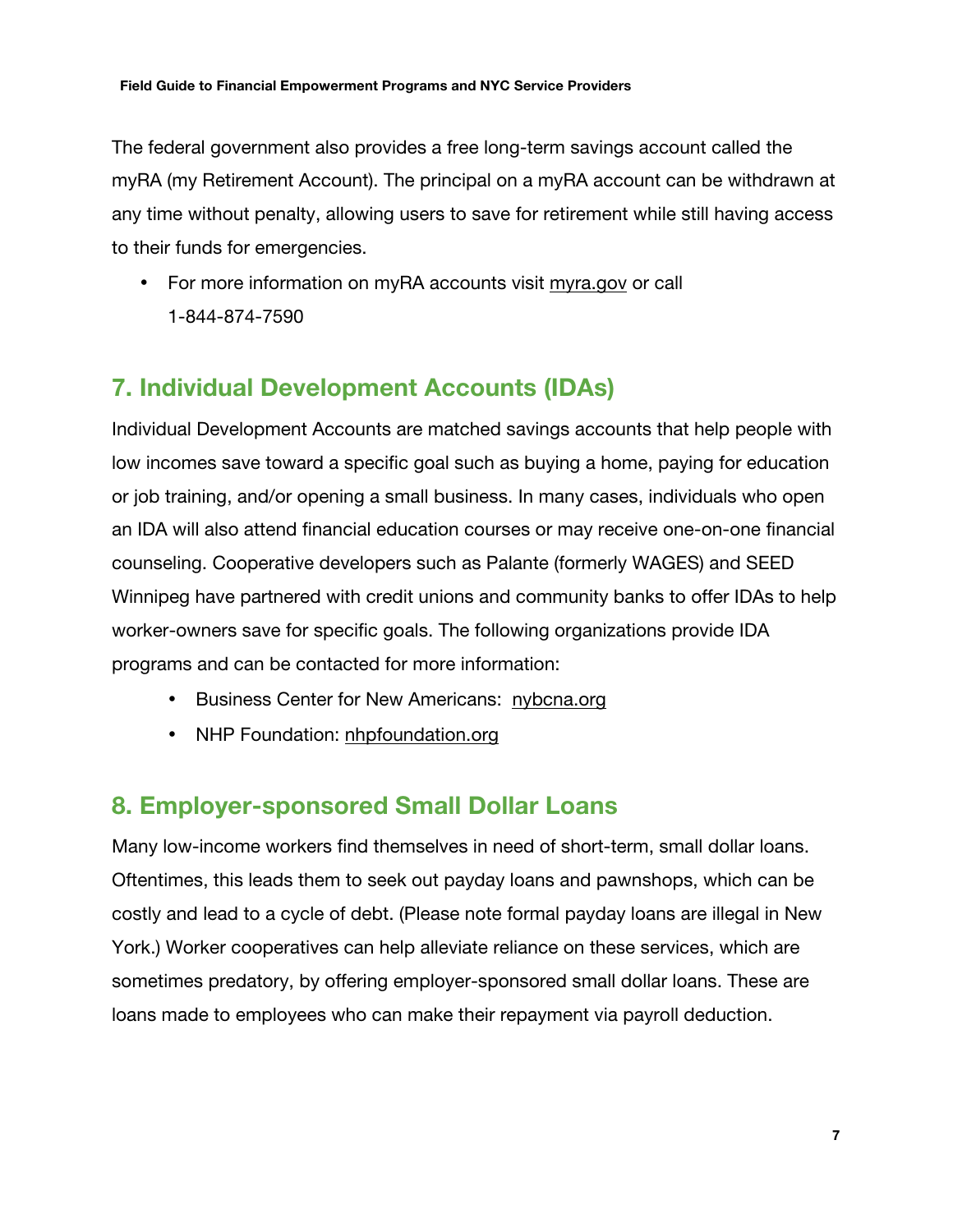The federal government also provides a free long-term savings account called the myRA (my Retirement Account). The principal on a myRA account can be withdrawn at any time without penalty, allowing users to save for retirement while still having access to their funds for emergencies.

- For more information on myRA accounts visit myra.gov or call 1-844-874-7590

## 7. Individual Development Accounts (IDAs)

Individual Development Accounts are matched savings accounts that help people with low incomes save toward a specific goal such as buying a home, paying for education or job training, and/or opening a small business. In many cases, individuals who open an IDA will also attend financial education courses or may receive one-on-one financial counseling. Cooperative developers such as Palante (formerly WAGES) and SEED Winnipeg have partnered with credit unions and community banks to offer IDAs to help worker-owners save for specific goals. The following organizations provide IDA programs and can be contacted for more information:

- Business Center for New Americans: nybcna.org
- NHP Foundation: nhpfoundation.org

## 8. Employer-sponsored Small Dollar Loans

Many low-income workers find themselves in need of short-term, small dollar loans. Oftentimes, this leads them to seek out payday loans and pawnshops, which can be costly and lead to a cycle of debt. (Please note formal payday loans are illegal in New York.) Worker cooperatives can help alleviate reliance on these services, which are sometimes predatory, by offering employer-sponsored small dollar loans. These are loans made to employees who can make their repayment via payroll deduction.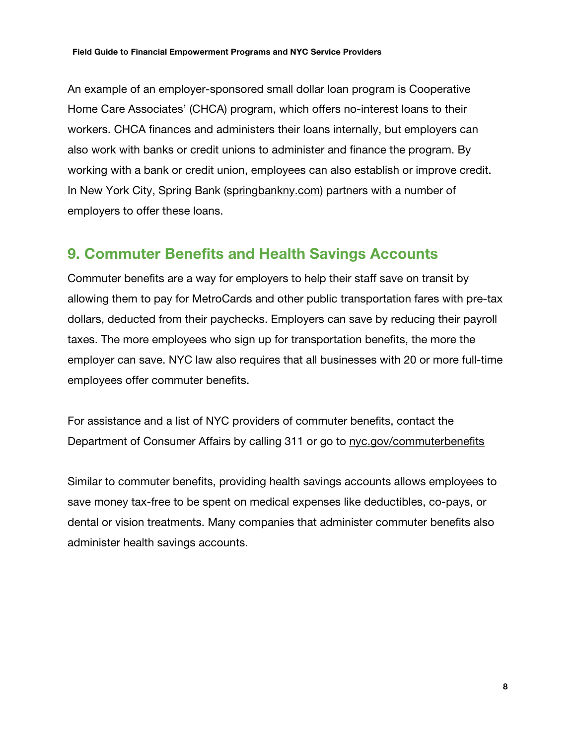An example of an employer-sponsored small dollar loan program is Cooperative Home Care Associates' (CHCA) program, which offers no-interest loans to their workers. CHCA finances and administers their loans internally, but employers can also work with banks or credit unions to administer and finance the program. By working with a bank or credit union, employees can also establish or improve credit. In New York City, Spring Bank (springbankny.com) partners with a number of employers to offer these loans.

## 9. Commuter Benefits and Health Savings Accounts

Commuter benefits are a way for employers to help their staff save on transit by allowing them to pay for MetroCards and other public transportation fares with pre-tax dollars, deducted from their paychecks. Employers can save by reducing their payroll taxes. The more employees who sign up for transportation benefits, the more the employer can save. NYC law also requires that all businesses with 20 or more full-time employees offer commuter benefits.

For assistance and a list of NYC providers of commuter benefits, contact the Department of Consumer Affairs by calling 311 or go to nyc.gov/commuterbenefits

Similar to commuter benefits, providing health savings accounts allows employees to save money tax-free to be spent on medical expenses like deductibles, co-pays, or dental or vision treatments. Many companies that administer commuter benefits also administer health savings accounts.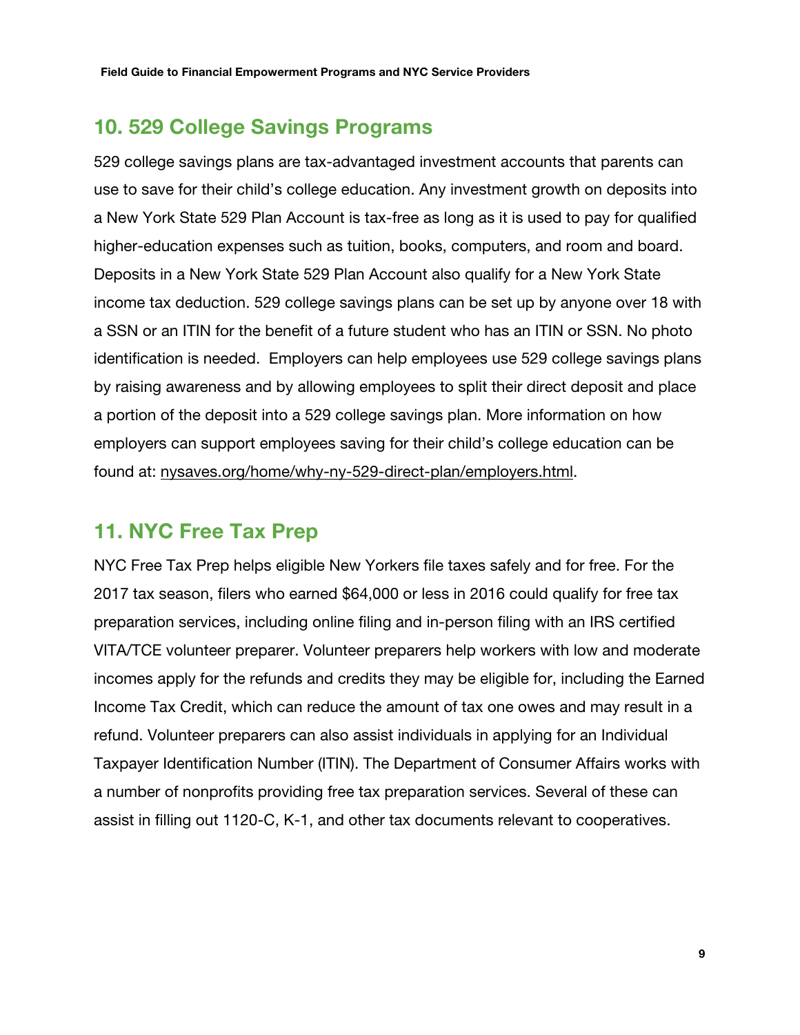## 10. 529 College Savings Programs

529 college savings plans are tax-advantaged investment accounts that parents can use to save for their child's college education. Any investment growth on deposits into a New York State 529 Plan Account is tax-free as long as it is used to pay for qualified higher-education expenses such as tuition, books, computers, and room and board. Deposits in a New York State 529 Plan Account also qualify for a New York State income tax deduction. 529 college savings plans can be set up by anyone over 18 with a SSN or an ITIN for the benefit of a future student who has an ITIN or SSN. No photo identification is needed. Employers can help employees use 529 college savings plans by raising awareness and by allowing employees to split their direct deposit and place a portion of the deposit into a 529 college savings plan. More information on how employers can support employees saving for their child's college education can be found at: nysaves.org/home/why-ny-529-direct-plan/employers.html.

## 11. NYC Free Tax Prep

NYC Free Tax Prep helps eligible New Yorkers file taxes safely and for free. For the 2017 tax season, filers who earned $64,000 or less in 2016 could qualify for free tax preparation services, including online filing and in-person filing with an IRS certified VITA/TCE volunteer preparer. Volunteer preparers help workers with low and moderate incomes apply for the refunds and credits they may be eligible for, including the Earned Income Tax Credit, which can reduce the amount of tax one owes and may result in a refund. Volunteer preparers can also assist individuals in applying for an Individual Taxpayer Identification Number (ITIN). The Department of Consumer Affairs works with a number of nonprofits providing free tax preparation services. Several of these can assist in filling out 1120-C, K-1, and other tax documents relevant to cooperatives.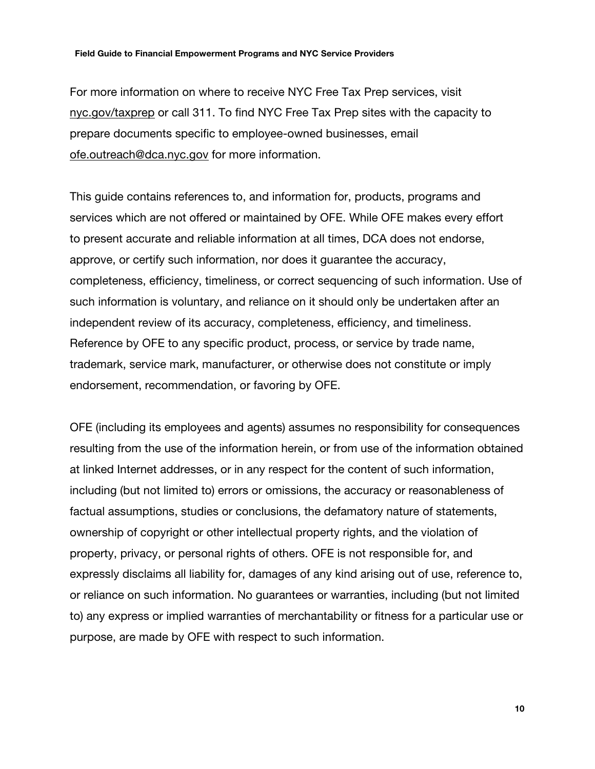For more information on where to receive NYC Free Tax Prep services, visit nyc.gov/taxprep or call 311. To find NYC Free Tax Prep sites with the capacity to prepare documents specific to employee-owned businesses, email ofe.outreach@dca.nyc.gov for more information.

This guide contains references to, and information for, products, programs and services which are not offered or maintained by OFE. While OFE makes every effort to present accurate and reliable information at all times, DCA does not endorse, approve, or certify such information, nor does it guarantee the accuracy, completeness, efficiency, timeliness, or correct sequencing of such information. Use of such information is voluntary, and reliance on it should only be undertaken after an independent review of its accuracy, completeness, efficiency, and timeliness. Reference by OFE to any specific product, process, or service by trade name, trademark, service mark, manufacturer, or otherwise does not constitute or imply endorsement, recommendation, or favoring by OFE.

OFE (including its employees and agents) assumes no responsibility for consequences resulting from the use of the information herein, or from use of the information obtained at linked Internet addresses, or in any respect for the content of such information, including (but not limited to) errors or omissions, the accuracy or reasonableness of factual assumptions, studies or conclusions, the defamatory nature of statements, ownership of copyright or other intellectual property rights, and the violation of property, privacy, or personal rights of others. OFE is not responsible for, and expressly disclaims all liability for, damages of any kind arising out of use, reference to, or reliance on such information. No guarantees or warranties, including (but not limited to) any express or implied warranties of merchantability or fitness for a particular use or purpose, are made by OFE with respect to such information.